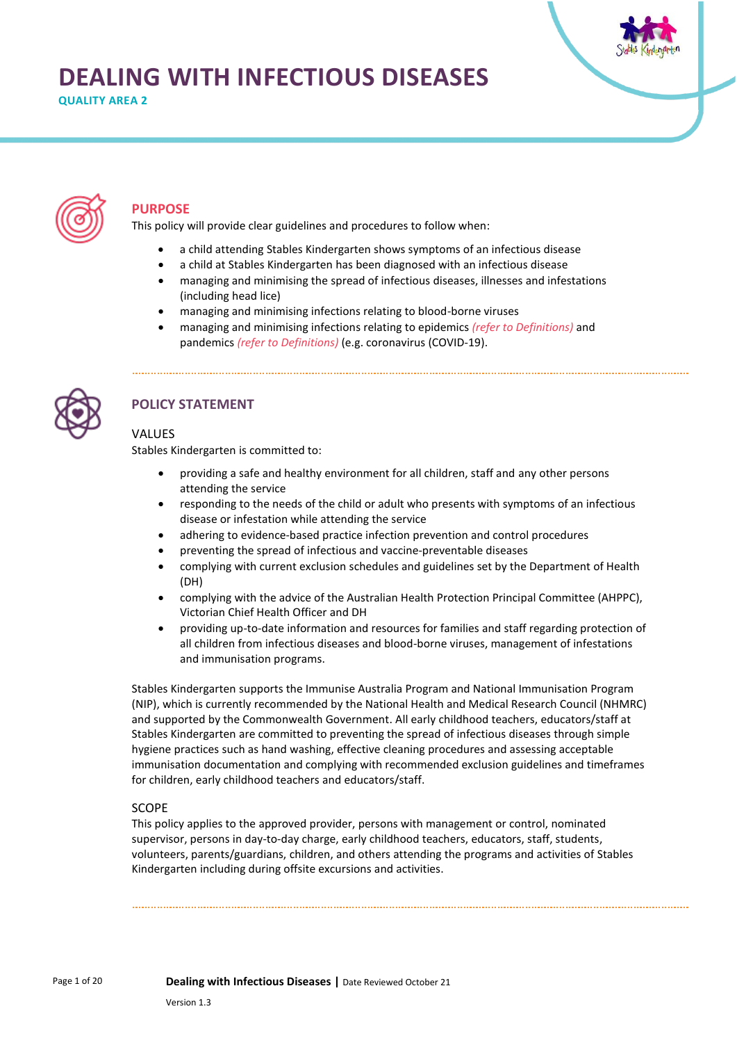# DEALING WITH INFECTIOUS DISEASES

**QUALITY AREA 2**

## PURPOSE

This policy will provide clear guidelines and procedures to follow when:

- a child attending Stables Kindergarten shows symptoms of an infectious disease
- a child at Stables Kindergarten has been diagnosed with an infectious disease
- managing and minimising the spread of infectious diseases, illnesses and infestations (including head lice)
- managing and minimising infections relating to blood-borne viruses
- managing and minimising infections relating to epidemics *(refer to Definitions)* and pandemics *(refer to Definitions)* (e.g. coronavirus (COVID-19).

## POLICY STATEMENT

### VALUES

Stables Kindergarten is committed to:

- providing a safe and healthy environment for all children, staff and any other persons attending the service
- responding to the needs of the child or adult who presents with symptoms of an infectious disease or infestation while attending the service
- adhering to evidence-based practice infection prevention and control procedures
- preventing the spread of infectious and vaccine-preventable diseases
- complying with current exclusion schedules and guidelines set by the Department of Health (DH)
- complying with the advice of the Australian Health Protection Principal Committee (AHPPC), Victorian Chief Health Officer and DH
- providing up-to-date information and resources for families and staff regarding protection of all children from infectious diseases and blood-borne viruses, management of infestations and immunisation programs.

Stables Kindergarten supports the Immunise Australia Program and National Immunisation Program (NIP), which is currently recommended by the National Health and Medical Research Council (NHMRC) and supported by the Commonwealth Government. All early childhood teachers, educators/staff at Stables Kindergarten are committed to preventing the spread of infectious diseases through simple hygiene practices such as hand washing, effective cleaning procedures and assessing acceptable immunisation documentation and complying with recommended exclusion guidelines and timeframes for children, early childhood teachers and educators/staff.

### SCOPE

This policy applies to the approved provider, persons with management or control, nominated supervisor, persons in day-to-day charge, early childhood teachers, educators, staff, students, volunteers, parents/guardians, children, and others attending the programs and activities of Stables Kindergarten including during offsite excursions and activities.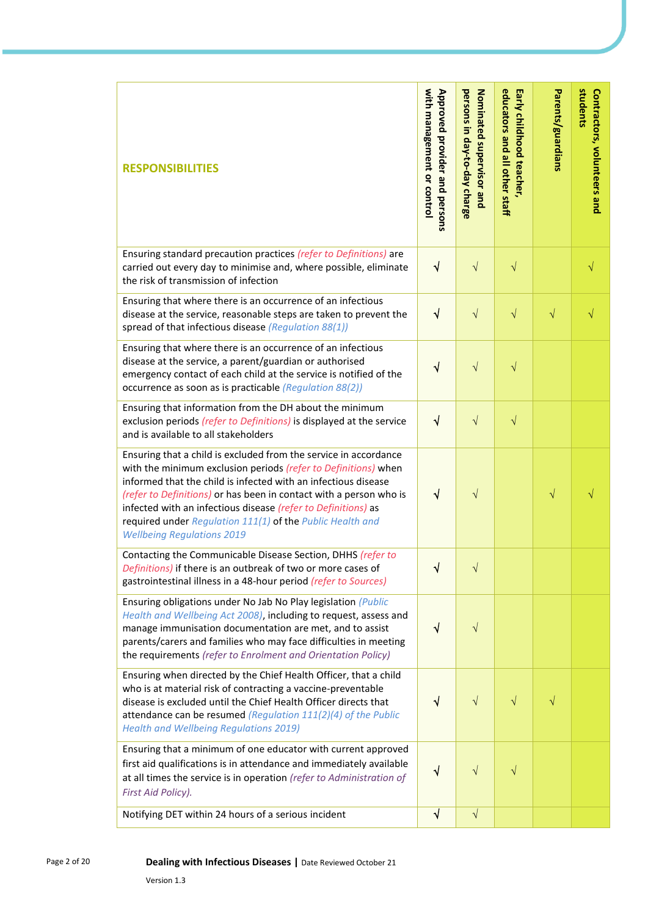| RESPONSIBILITIES | Approved provider and persons with management or control | Nominated supervisor and persons in day-to-day charge | Early childhood teacher, educators and all other staff | Parents/guardians | Contractors, volunteers and students |
|---|---|---|---|---|---|
| Ensuring standard precaution practices *(refer to Definitions)* are carried out every day to minimise and, where possible, eliminate the risk of transmission of infection | √ | √ | √ | | √ |
| Ensuring that where there is an occurrence of an infectious disease at the service, reasonable steps are taken to prevent the spread of that infectious disease *(Regulation 88(1))* | √ | √ | √ | √ | √ |
| Ensuring that where there is an occurrence of an infectious disease at the service, a parent/guardian or authorised emergency contact of each child at the service is notified of the occurrence as soon as is practicable *(Regulation 88(2))* | √ | √ | √ | | |
| Ensuring that information from the DH about the minimum exclusion periods *(refer to Definitions)* is displayed at the service and is available to all stakeholders | √ | √ | √ | | |
| Ensuring that a child is excluded from the service in accordance with the minimum exclusion periods *(refer to Definitions)* when informed that the child is infected with an infectious disease *(refer to Definitions)* or has been in contact with a person who is infected with an infectious disease *(refer to Definitions)* as required under *Regulation 111(1)* of the *Public Health and Wellbeing Regulations 2019* | √ | √ | | √ | √ |
| Contacting the Communicable Disease Section, DHHS *(refer to Definitions)* if there is an outbreak of two or more cases of gastrointestinal illness in a 48-hour period *(refer to Sources)* | √ | √ | | | |
| Ensuring obligations under No Jab No Play legislation *(Public Health and Wellbeing Act 2008)*, including to request, assess and manage immunisation documentation are met, and to assist parents/carers and families who may face difficulties in meeting the requirements *(refer to Enrolment and Orientation Policy)* | √ | √ | | | |
| Ensuring when directed by the Chief Health Officer, that a child who is at material risk of contracting a vaccine-preventable disease is excluded until the Chief Health Officer directs that attendance can be resumed *(Regulation 111(2)(4) of the Public Health and Wellbeing Regulations 2019)* | √ | √ | √ | √ | |
| Ensuring that a minimum of one educator with current approved first aid qualifications is in attendance and immediately available at all times the service is in operation *(refer to Administration of First Aid Policy).* | √ | √ | √ | | |
| Notifying DET within 24 hours of a serious incident | √ | √ | | | |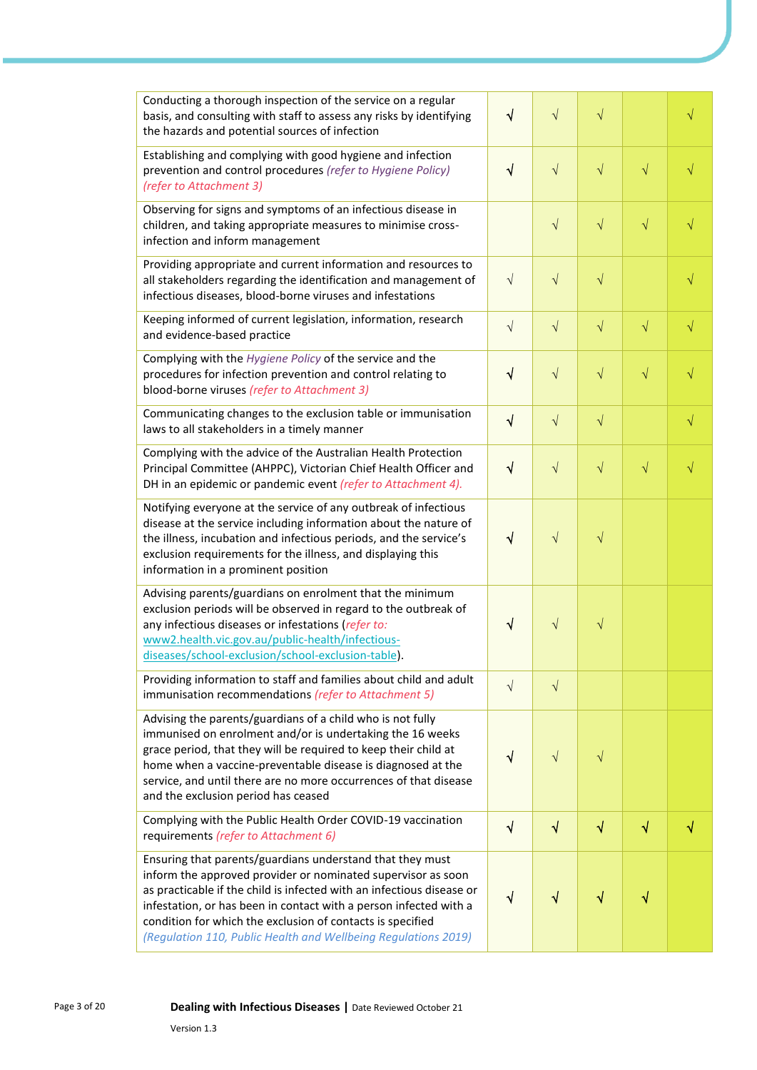| | | | | | |
|---|---|---|---|---|---|
| Conducting a thorough inspection of the service on a regular basis, and consulting with staff to assess any risks by identifying the hazards and potential sources of infection | √ | √ | √ | | √ |
| Establishing and complying with good hygiene and infection prevention and control procedures *(refer to Hygiene Policy) (refer to Attachment 3)* | √ | √ | √ | √ | √ |
| Observing for signs and symptoms of an infectious disease in children, and taking appropriate measures to minimise cross-infection and inform management | | √ | √ | √ | √ |
| Providing appropriate and current information and resources to all stakeholders regarding the identification and management of infectious diseases, blood-borne viruses and infestations | √ | √ | √ | | √ |
| Keeping informed of current legislation, information, research and evidence-based practice | √ | √ | √ | √ | √ |
| Complying with the *Hygiene Policy* of the service and the procedures for infection prevention and control relating to blood-borne viruses *(refer to Attachment 3)* | √ | √ | √ | √ | √ |
| Communicating changes to the exclusion table or immunisation laws to all stakeholders in a timely manner | √ | √ | √ | | √ |
| Complying with the advice of the Australian Health Protection Principal Committee (AHPPC), Victorian Chief Health Officer and DH in an epidemic or pandemic event *(refer to Attachment 4).* | √ | √ | √ | √ | √ |
| Notifying everyone at the service of any outbreak of infectious disease at the service including information about the nature of the illness, incubation and infectious periods, and the service's exclusion requirements for the illness, and displaying this information in a prominent position | √ | √ | √ | | |
| Advising parents/guardians on enrolment that the minimum exclusion periods will be observed in regard to the outbreak of any infectious diseases or infestations (*refer to:* www2.health.vic.gov.au/public-health/infectious-diseases/school-exclusion/school-exclusion-table). | √ | √ | √ | | |
| Providing information to staff and families about child and adult immunisation recommendations *(refer to Attachment 5)* | √ | √ | | | |
| Advising the parents/guardians of a child who is not fully immunised on enrolment and/or is undertaking the 16 weeks grace period, that they will be required to keep their child at home when a vaccine-preventable disease is diagnosed at the service, and until there are no more occurrences of that disease and the exclusion period has ceased | √ | √ | √ | | |
| Complying with the Public Health Order COVID-19 vaccination requirements *(refer to Attachment 6)* | √ | √ | √ | √ | √ |
| Ensuring that parents/guardians understand that they must inform the approved provider or nominated supervisor as soon as practicable if the child is infected with an infectious disease or infestation, or has been in contact with a person infected with a condition for which the exclusion of contacts is specified *(Regulation 110, Public Health and Wellbeing Regulations 2019)* | √ | √ | √ | √ | |

**Dealing with Infectious Diseases** | Date Reviewed October 21

Version 1.3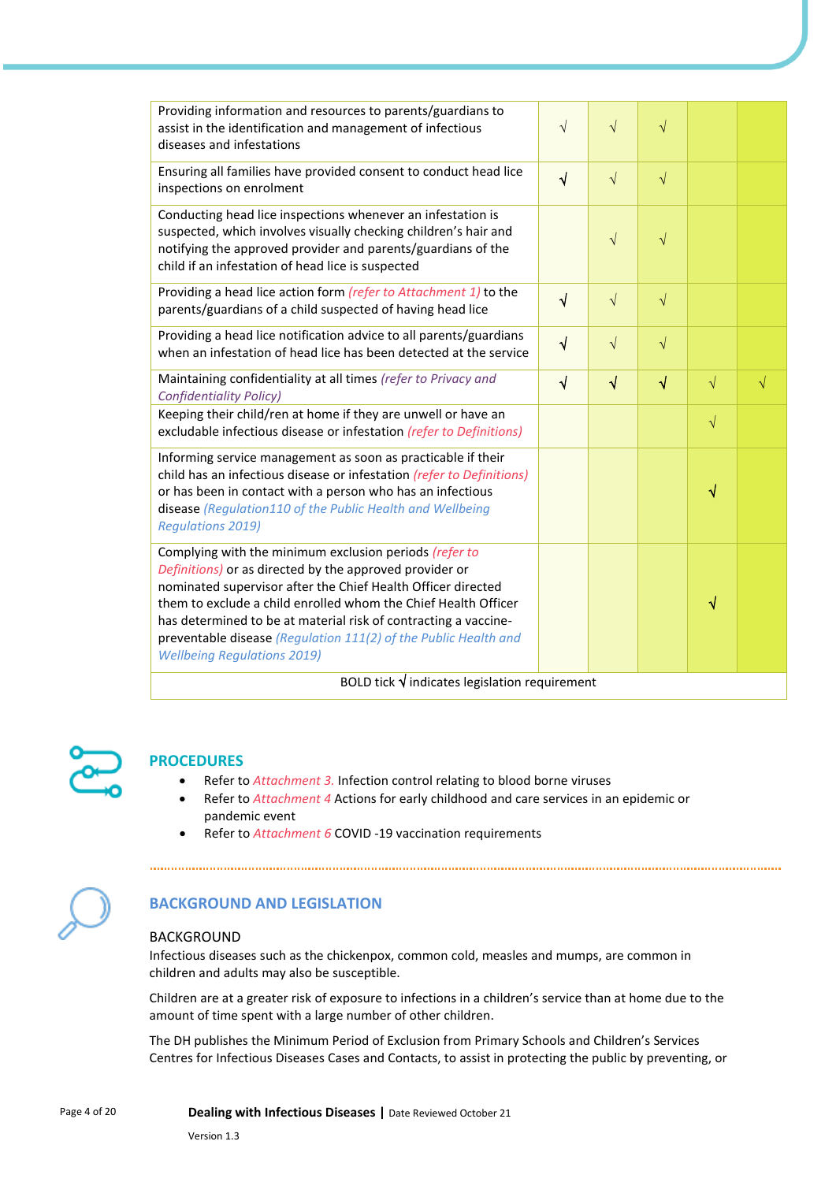| | | | | | |
|---|---|---|---|---|---|
| Providing information and resources to parents/guardians to assist in the identification and management of infectious diseases and infestations | √ | √ | √ | | |
| Ensuring all families have provided consent to conduct head lice inspections on enrolment | **√** | √ | √ | | |
| Conducting head lice inspections whenever an infestation is suspected, which involves visually checking children's hair and notifying the approved provider and parents/guardians of the child if an infestation of head lice is suspected | | √ | √ | | |
| Providing a head lice action form *(refer to Attachment 1)* to the parents/guardians of a child suspected of having head lice | **√** | √ | √ | | |
| Providing a head lice notification advice to all parents/guardians when an infestation of head lice has been detected at the service | **√** | √ | √ | | |
| Maintaining confidentiality at all times *(refer to Privacy and Confidentiality Policy)* | **√** | **√** | **√** | √ | √ |
| Keeping their child/ren at home if they are unwell or have an excludable infectious disease or infestation *(refer to Definitions)* | | | | √ | |
| Informing service management as soon as practicable if their child has an infectious disease or infestation *(refer to Definitions)* or has been in contact with a person who has an infectious disease *(Regulation110 of the Public Health and Wellbeing Regulations 2019)* | | | | **√** | |
| Complying with the minimum exclusion periods *(refer to Definitions)* or as directed by the approved provider or nominated supervisor after the Chief Health Officer directed them to exclude a child enrolled whom the Chief Health Officer has determined to be at material risk of contracting a vaccine-preventable disease *(Regulation 111(2) of the Public Health and Wellbeing Regulations 2019)* | | | | **√** | |
| BOLD tick **√** indicates legislation requirement | | | | | |

## PROCEDURES

- Refer to *Attachment 3.* Infection control relating to blood borne viruses
- Refer to *Attachment 4* Actions for early childhood and care services in an epidemic or pandemic event
- Refer to *Attachment 6* COVID -19 vaccination requirements

## BACKGROUND AND LEGISLATION

### BACKGROUND

Infectious diseases such as the chickenpox, common cold, measles and mumps, are common in children and adults may also be susceptible.

Children are at a greater risk of exposure to infections in a children's service than at home due to the amount of time spent with a large number of other children.

The DH publishes the Minimum Period of Exclusion from Primary Schools and Children's Services Centres for Infectious Diseases Cases and Contacts, to assist in protecting the public by preventing, or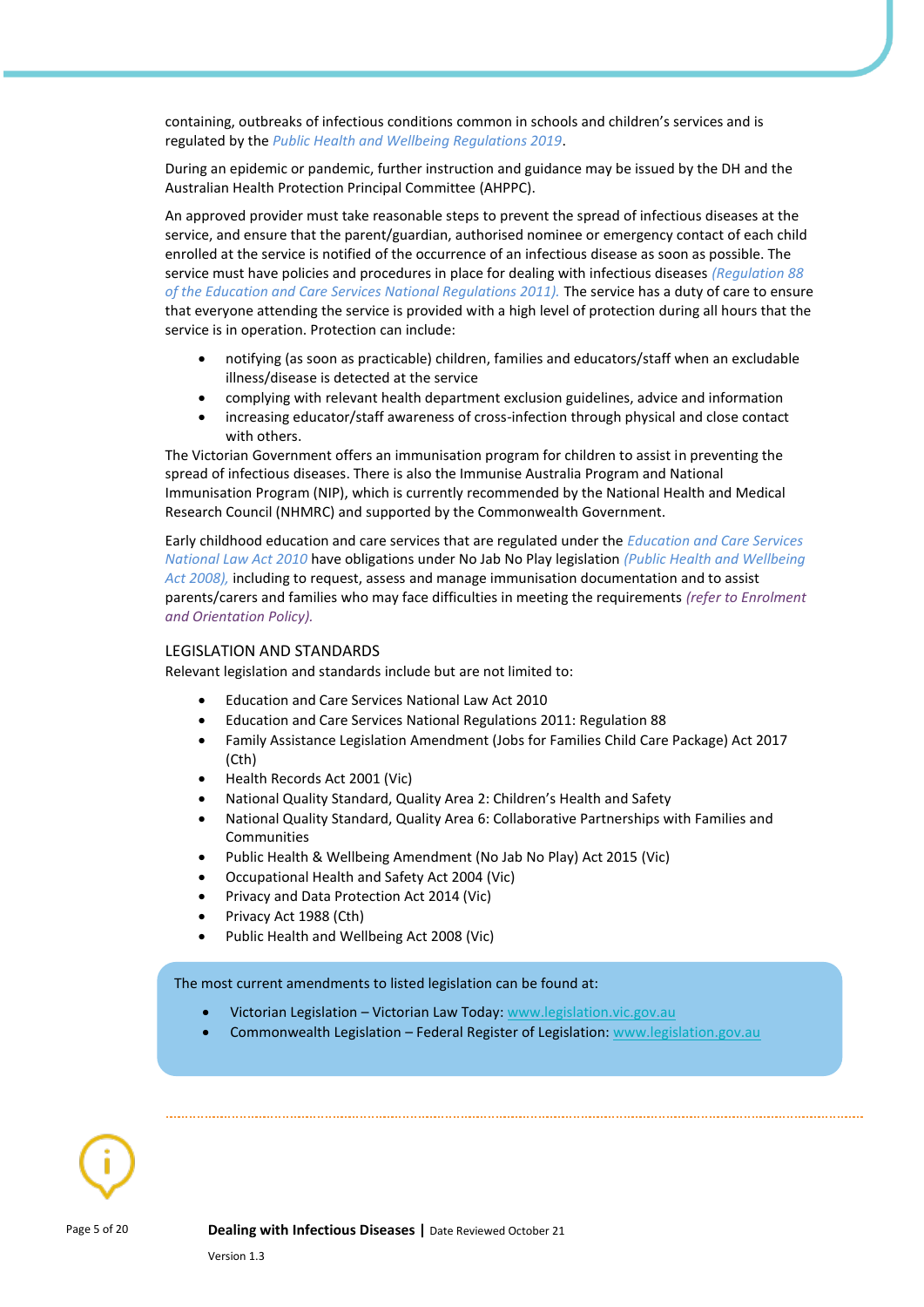containing, outbreaks of infectious conditions common in schools and children's services and is regulated by the *Public Health and Wellbeing Regulations 2019*.

During an epidemic or pandemic, further instruction and guidance may be issued by the DH and the Australian Health Protection Principal Committee (AHPPC).

An approved provider must take reasonable steps to prevent the spread of infectious diseases at the service, and ensure that the parent/guardian, authorised nominee or emergency contact of each child enrolled at the service is notified of the occurrence of an infectious disease as soon as possible. The service must have policies and procedures in place for dealing with infectious diseases *(Regulation 88 of the Education and Care Services National Regulations 2011).* The service has a duty of care to ensure that everyone attending the service is provided with a high level of protection during all hours that the service is in operation. Protection can include:

- notifying (as soon as practicable) children, families and educators/staff when an excludable illness/disease is detected at the service
- complying with relevant health department exclusion guidelines, advice and information
- increasing educator/staff awareness of cross-infection through physical and close contact with others.

The Victorian Government offers an immunisation program for children to assist in preventing the spread of infectious diseases. There is also the Immunise Australia Program and National Immunisation Program (NIP), which is currently recommended by the National Health and Medical Research Council (NHMRC) and supported by the Commonwealth Government.

Early childhood education and care services that are regulated under the *Education and Care Services National Law Act 2010* have obligations under No Jab No Play legislation *(Public Health and Wellbeing Act 2008),* including to request, assess and manage immunisation documentation and to assist parents/carers and families who may face difficulties in meeting the requirements *(refer to Enrolment and Orientation Policy).*

## LEGISLATION AND STANDARDS

Relevant legislation and standards include but are not limited to:

- Education and Care Services National Law Act 2010
- Education and Care Services National Regulations 2011: Regulation 88
- Family Assistance Legislation Amendment (Jobs for Families Child Care Package) Act 2017 (Cth)
- Health Records Act 2001 (Vic)
- National Quality Standard, Quality Area 2: Children's Health and Safety
- National Quality Standard, Quality Area 6: Collaborative Partnerships with Families and Communities
- Public Health & Wellbeing Amendment (No Jab No Play) Act 2015 (Vic)
- Occupational Health and Safety Act 2004 (Vic)
- Privacy and Data Protection Act 2014 (Vic)
- Privacy Act 1988 (Cth)
- Public Health and Wellbeing Act 2008 (Vic)

The most current amendments to listed legislation can be found at:

- Victorian Legislation – Victorian Law Today: www.legislation.vic.gov.au
- Commonwealth Legislation – Federal Register of Legislation: www.legislation.gov.au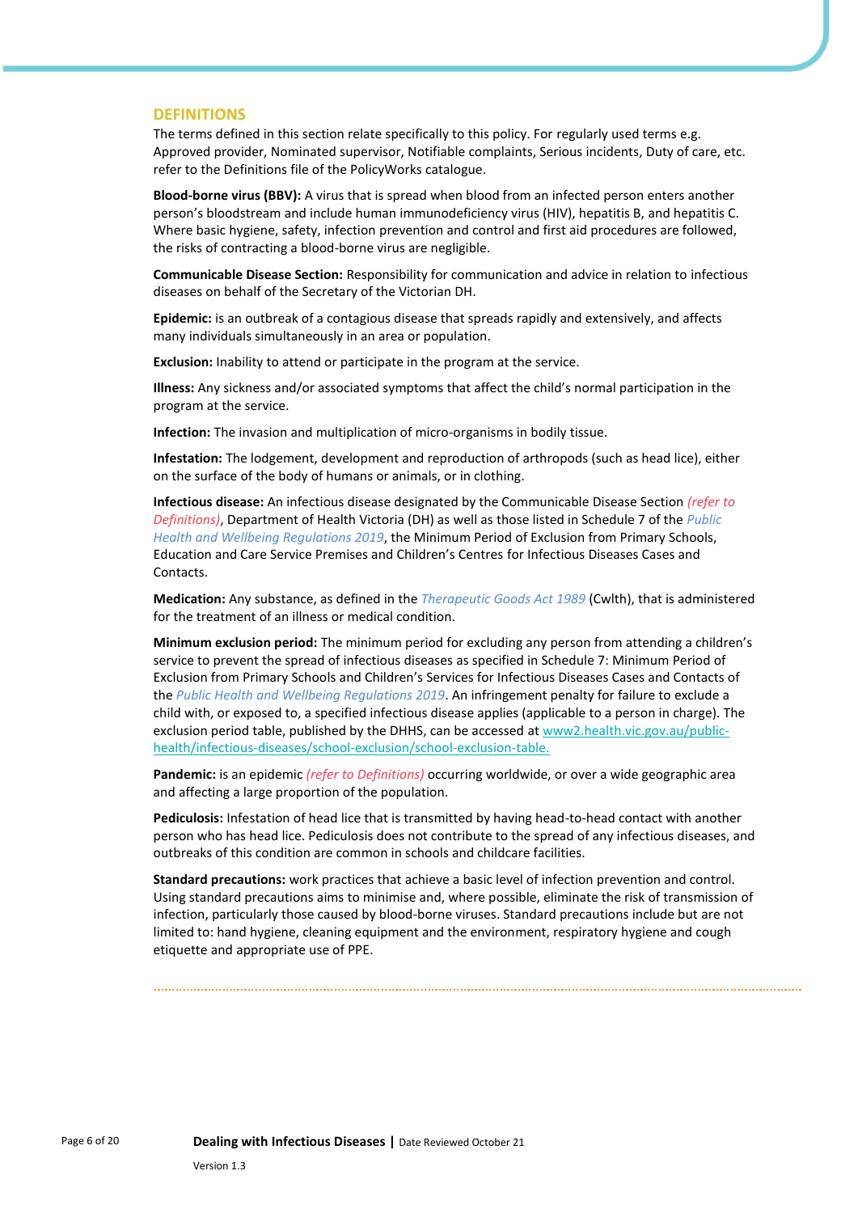## DEFINITIONS

The terms defined in this section relate specifically to this policy. For regularly used terms e.g. Approved provider, Nominated supervisor, Notifiable complaints, Serious incidents, Duty of care, etc. refer to the Definitions file of the PolicyWorks catalogue.

**Blood-borne virus (BBV):** A virus that is spread when blood from an infected person enters another person's bloodstream and include human immunodeficiency virus (HIV), hepatitis B, and hepatitis C. Where basic hygiene, safety, infection prevention and control and first aid procedures are followed, the risks of contracting a blood-borne virus are negligible.

**Communicable Disease Section:** Responsibility for communication and advice in relation to infectious diseases on behalf of the Secretary of the Victorian DH.

**Epidemic:** is an outbreak of a contagious disease that spreads rapidly and extensively, and affects many individuals simultaneously in an area or population.

**Exclusion:** Inability to attend or participate in the program at the service.

**Illness:** Any sickness and/or associated symptoms that affect the child's normal participation in the program at the service.

**Infection:** The invasion and multiplication of micro-organisms in bodily tissue.

**Infestation:** The lodgement, development and reproduction of arthropods (such as head lice), either on the surface of the body of humans or animals, or in clothing.

**Infectious disease:** An infectious disease designated by the Communicable Disease Section *(refer to Definitions)*, Department of Health Victoria (DH) as well as those listed in Schedule 7 of the *Public Health and Wellbeing Regulations 2019*, the Minimum Period of Exclusion from Primary Schools, Education and Care Service Premises and Children's Centres for Infectious Diseases Cases and Contacts.

**Medication:** Any substance, as defined in the *Therapeutic Goods Act 1989* (Cwlth), that is administered for the treatment of an illness or medical condition.

**Minimum exclusion period:** The minimum period for excluding any person from attending a children's service to prevent the spread of infectious diseases as specified in Schedule 7: Minimum Period of Exclusion from Primary Schools and Children's Services for Infectious Diseases Cases and Contacts of the *Public Health and Wellbeing Regulations 2019*. An infringement penalty for failure to exclude a child with, or exposed to, a specified infectious disease applies (applicable to a person in charge). The exclusion period table, published by the DHHS, can be accessed at www2.health.vic.gov.au/public-health/infectious-diseases/school-exclusion/school-exclusion-table.

**Pandemic:** is an epidemic *(refer to Definitions)* occurring worldwide, or over a wide geographic area and affecting a large proportion of the population.

**Pediculosis:** Infestation of head lice that is transmitted by having head-to-head contact with another person who has head lice. Pediculosis does not contribute to the spread of any infectious diseases, and outbreaks of this condition are common in schools and childcare facilities.

**Standard precautions:** work practices that achieve a basic level of infection prevention and control. Using standard precautions aims to minimise and, where possible, eliminate the risk of transmission of infection, particularly those caused by blood-borne viruses. Standard precautions include but are not limited to: hand hygiene, cleaning equipment and the environment, respiratory hygiene and cough etiquette and appropriate use of PPE.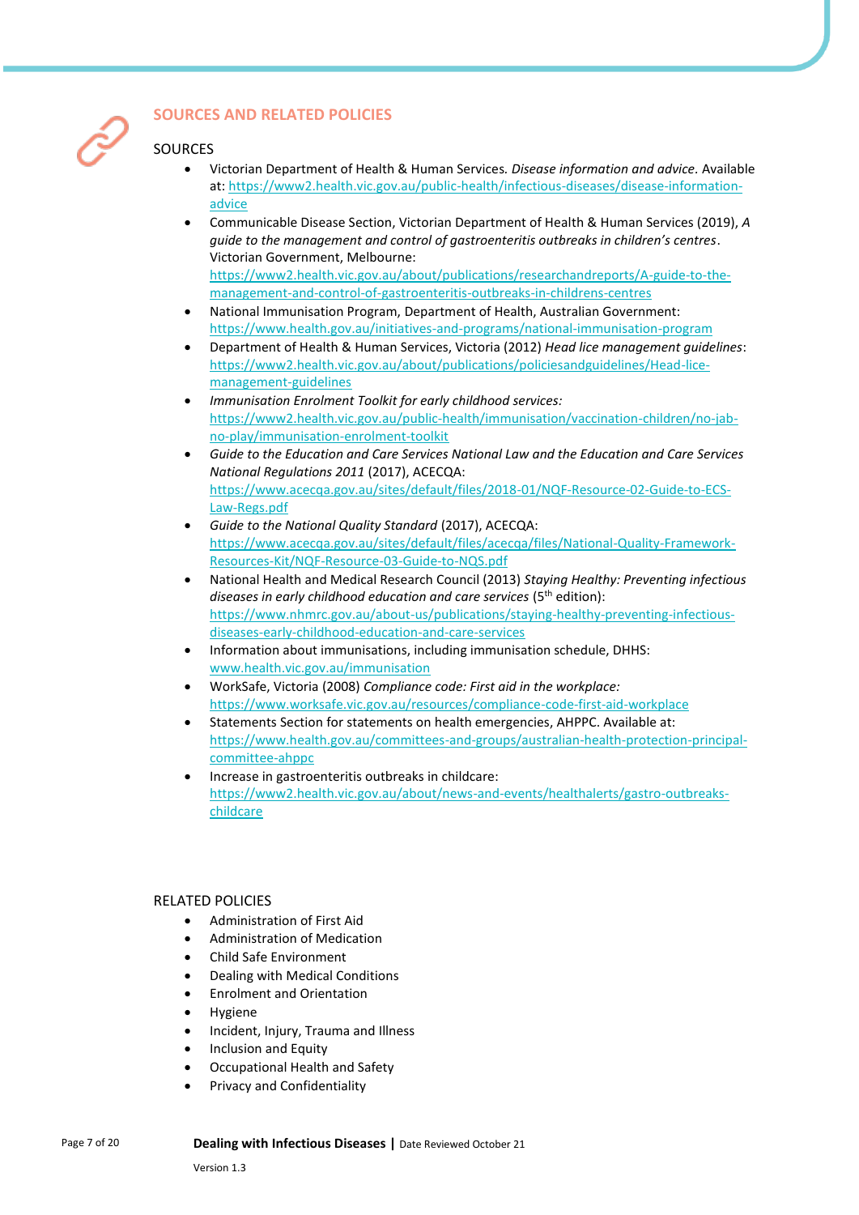## SOURCES AND RELATED POLICIES

### SOURCES

- Victorian Department of Health & Human Services. *Disease information and advice*. Available at: https://www2.health.vic.gov.au/public-health/infectious-diseases/disease-information-advice
- Communicable Disease Section, Victorian Department of Health & Human Services (2019), *A guide to the management and control of gastroenteritis outbreaks in children's centres*. Victorian Government, Melbourne: https://www2.health.vic.gov.au/about/publications/researchandreports/A-guide-to-the-management-and-control-of-gastroenteritis-outbreaks-in-childrens-centres
- National Immunisation Program, Department of Health, Australian Government: https://www.health.gov.au/initiatives-and-programs/national-immunisation-program
- Department of Health & Human Services, Victoria (2012) *Head lice management guidelines*: https://www2.health.vic.gov.au/about/publications/policiesandguidelines/Head-lice-management-guidelines
- *Immunisation Enrolment Toolkit for early childhood services:* https://www2.health.vic.gov.au/public-health/immunisation/vaccination-children/no-jab-no-play/immunisation-enrolment-toolkit
- *Guide to the Education and Care Services National Law and the Education and Care Services National Regulations 2011* (2017), ACECQA: https://www.acecqa.gov.au/sites/default/files/2018-01/NQF-Resource-02-Guide-to-ECS-Law-Regs.pdf
- *Guide to the National Quality Standard* (2017), ACECQA: https://www.acecqa.gov.au/sites/default/files/acecqa/files/National-Quality-Framework-Resources-Kit/NQF-Resource-03-Guide-to-NQS.pdf
- National Health and Medical Research Council (2013) *Staying Healthy: Preventing infectious diseases in early childhood education and care services* (5th edition): https://www.nhmrc.gov.au/about-us/publications/staying-healthy-preventing-infectious-diseases-early-childhood-education-and-care-services
- Information about immunisations, including immunisation schedule, DHHS: www.health.vic.gov.au/immunisation
- WorkSafe, Victoria (2008) *Compliance code: First aid in the workplace:* https://www.worksafe.vic.gov.au/resources/compliance-code-first-aid-workplace
- Statements Section for statements on health emergencies, AHPPC. Available at: https://www.health.gov.au/committees-and-groups/australian-health-protection-principal-committee-ahppc
- Increase in gastroenteritis outbreaks in childcare: https://www2.health.vic.gov.au/about/news-and-events/healthalerts/gastro-outbreaks-childcare

### RELATED POLICIES

- Administration of First Aid
- Administration of Medication
- Child Safe Environment
- Dealing with Medical Conditions
- Enrolment and Orientation
- Hygiene
- Incident, Injury, Trauma and Illness
- Inclusion and Equity
- Occupational Health and Safety
- Privacy and Confidentiality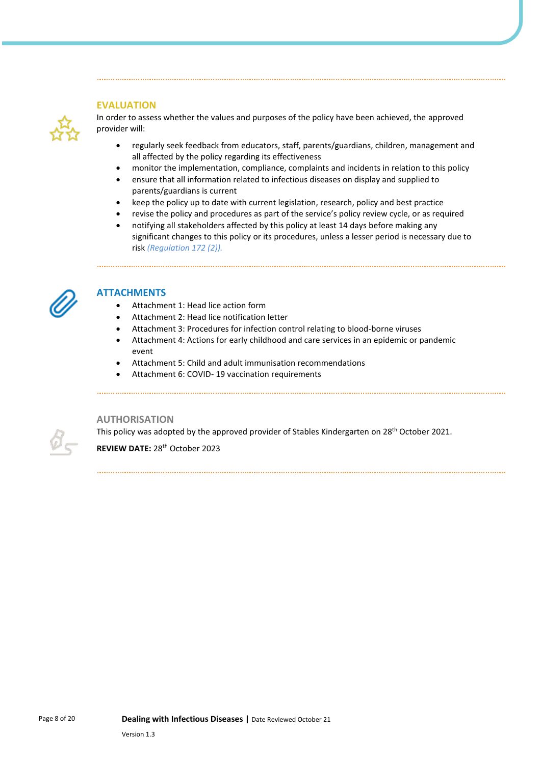## EVALUATION

In order to assess whether the values and purposes of the policy have been achieved, the approved provider will:

- regularly seek feedback from educators, staff, parents/guardians, children, management and all affected by the policy regarding its effectiveness
- monitor the implementation, compliance, complaints and incidents in relation to this policy
- ensure that all information related to infectious diseases on display and supplied to parents/guardians is current
- keep the policy up to date with current legislation, research, policy and best practice
- revise the policy and procedures as part of the service's policy review cycle, or as required
- notifying all stakeholders affected by this policy at least 14 days before making any significant changes to this policy or its procedures, unless a lesser period is necessary due to risk *(Regulation 172 (2)).*

## ATTACHMENTS

- Attachment 1: Head lice action form
- Attachment 2: Head lice notification letter
- Attachment 3: Procedures for infection control relating to blood-borne viruses
- Attachment 4: Actions for early childhood and care services in an epidemic or pandemic event
- Attachment 5: Child and adult immunisation recommendations
- Attachment 6: COVID- 19 vaccination requirements

## AUTHORISATION

This policy was adopted by the approved provider of Stables Kindergarten on 28th October 2021.

**REVIEW DATE:** 28th October 2023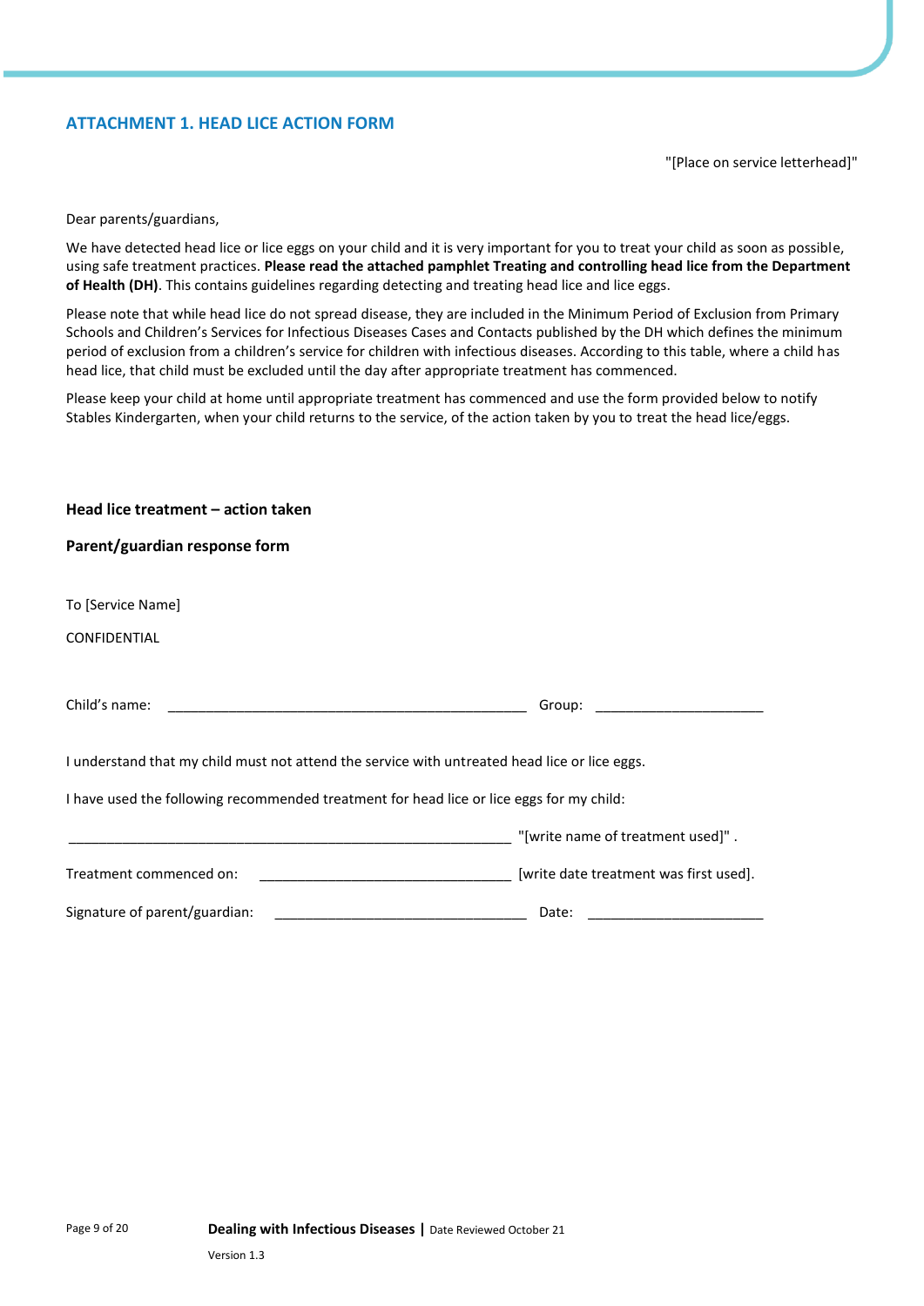## ATTACHMENT 1. HEAD LICE ACTION FORM

"[Place on service letterhead]"

Dear parents/guardians,

We have detected head lice or lice eggs on your child and it is very important for you to treat your child as soon as possible, using safe treatment practices. **Please read the attached pamphlet Treating and controlling head lice from the Department of Health (DH)**. This contains guidelines regarding detecting and treating head lice and lice eggs.

Please note that while head lice do not spread disease, they are included in the Minimum Period of Exclusion from Primary Schools and Children's Services for Infectious Diseases Cases and Contacts published by the DH which defines the minimum period of exclusion from a children's service for children with infectious diseases. According to this table, where a child has head lice, that child must be excluded until the day after appropriate treatment has commenced.

Please keep your child at home until appropriate treatment has commenced and use the form provided below to notify Stables Kindergarten, when your child returns to the service, of the action taken by you to treat the head lice/eggs.

**Head lice treatment – action taken**

**Parent/guardian response form**

To [Service Name]

CONFIDENTIAL

Child's name: ________________________________________________ Group: ______________________

I understand that my child must not attend the service with untreated head lice or lice eggs.

I have used the following recommended treatment for head lice or lice eggs for my child:

___________________________________________________________ "[write name of treatment used]" .

Treatment commenced on: _________________________________ [write date treatment was first used].

Signature of parent/guardian: _________________________________ Date: _______________________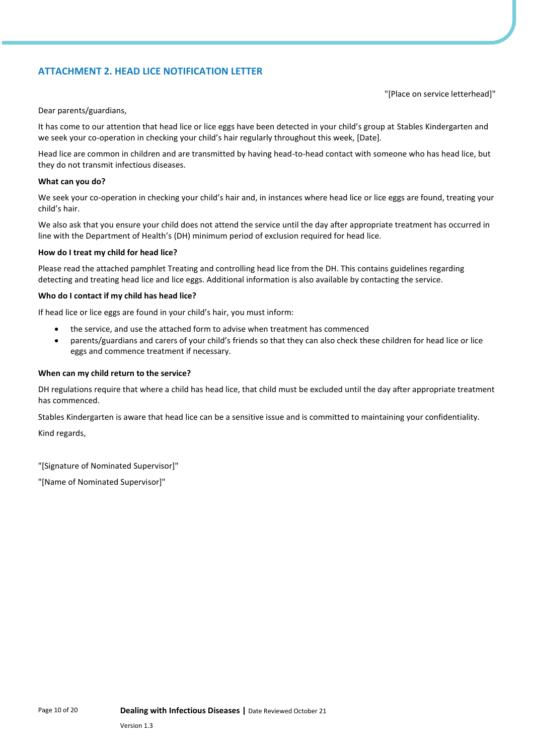## ATTACHMENT 2. HEAD LICE NOTIFICATION LETTER

"[Place on service letterhead]"

Dear parents/guardians,

It has come to our attention that head lice or lice eggs have been detected in your child's group at Stables Kindergarten and we seek your co-operation in checking your child's hair regularly throughout this week, [Date].

Head lice are common in children and are transmitted by having head-to-head contact with someone who has head lice, but they do not transmit infectious diseases.

**What can you do?**

We seek your co-operation in checking your child's hair and, in instances where head lice or lice eggs are found, treating your child's hair.

We also ask that you ensure your child does not attend the service until the day after appropriate treatment has occurred in line with the Department of Health's (DH) minimum period of exclusion required for head lice.

**How do I treat my child for head lice?**

Please read the attached pamphlet Treating and controlling head lice from the DH. This contains guidelines regarding detecting and treating head lice and lice eggs. Additional information is also available by contacting the service.

**Who do I contact if my child has head lice?**

If head lice or lice eggs are found in your child's hair, you must inform:

- the service, and use the attached form to advise when treatment has commenced
- parents/guardians and carers of your child's friends so that they can also check these children for head lice or lice eggs and commence treatment if necessary.

**When can my child return to the service?**

DH regulations require that where a child has head lice, that child must be excluded until the day after appropriate treatment has commenced.

Stables Kindergarten is aware that head lice can be a sensitive issue and is committed to maintaining your confidentiality.

Kind regards,

"[Signature of Nominated Supervisor]"

"[Name of Nominated Supervisor]"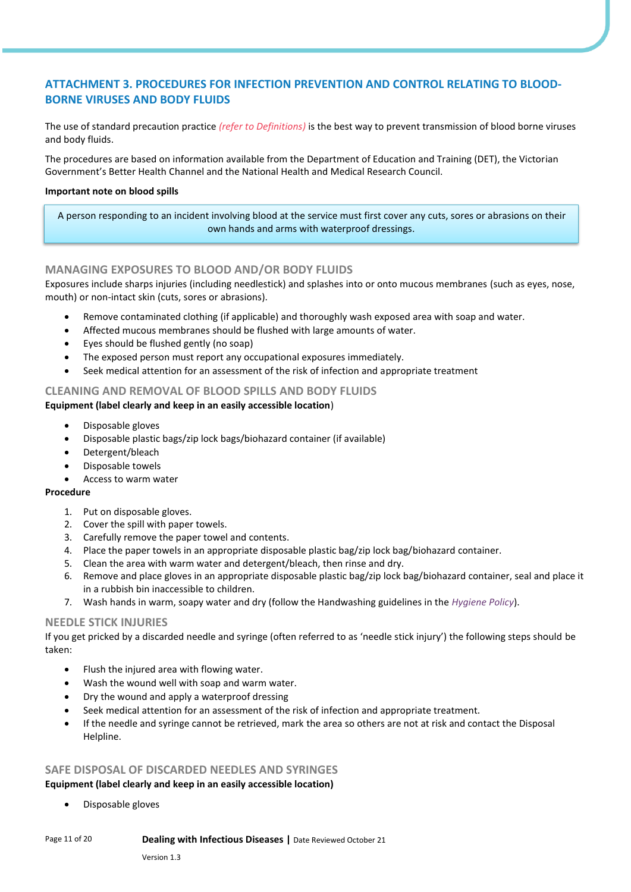## ATTACHMENT 3. PROCEDURES FOR INFECTION PREVENTION AND CONTROL RELATING TO BLOOD-BORNE VIRUSES AND BODY FLUIDS

The use of standard precaution practice *(refer to Definitions)* is the best way to prevent transmission of blood borne viruses and body fluids.

The procedures are based on information available from the Department of Education and Training (DET), the Victorian Government's Better Health Channel and the National Health and Medical Research Council.

**Important note on blood spills**

> A person responding to an incident involving blood at the service must first cover any cuts, sores or abrasions on their own hands and arms with waterproof dressings.

### MANAGING EXPOSURES TO BLOOD AND/OR BODY FLUIDS

Exposures include sharps injuries (including needlestick) and splashes into or onto mucous membranes (such as eyes, nose, mouth) or non-intact skin (cuts, sores or abrasions).

- Remove contaminated clothing (if applicable) and thoroughly wash exposed area with soap and water.
- Affected mucous membranes should be flushed with large amounts of water.
- Eyes should be flushed gently (no soap)
- The exposed person must report any occupational exposures immediately.
- Seek medical attention for an assessment of the risk of infection and appropriate treatment

### CLEANING AND REMOVAL OF BLOOD SPILLS AND BODY FLUIDS

**Equipment (label clearly and keep in an easily accessible location**)

- Disposable gloves
- Disposable plastic bags/zip lock bags/biohazard container (if available)
- Detergent/bleach
- Disposable towels
- Access to warm water

**Procedure**

1. Put on disposable gloves.
2. Cover the spill with paper towels.
3. Carefully remove the paper towel and contents.
4. Place the paper towels in an appropriate disposable plastic bag/zip lock bag/biohazard container.
5. Clean the area with warm water and detergent/bleach, then rinse and dry.
6. Remove and place gloves in an appropriate disposable plastic bag/zip lock bag/biohazard container, seal and place it in a rubbish bin inaccessible to children.
7. Wash hands in warm, soapy water and dry (follow the Handwashing guidelines in the *Hygiene Policy*).

### NEEDLE STICK INJURIES

If you get pricked by a discarded needle and syringe (often referred to as 'needle stick injury') the following steps should be taken:

- Flush the injured area with flowing water.
- Wash the wound well with soap and warm water.
- Dry the wound and apply a waterproof dressing
- Seek medical attention for an assessment of the risk of infection and appropriate treatment.
- If the needle and syringe cannot be retrieved, mark the area so others are not at risk and contact the Disposal Helpline.

### SAFE DISPOSAL OF DISCARDED NEEDLES AND SYRINGES

**Equipment (label clearly and keep in an easily accessible location)**

- Disposable gloves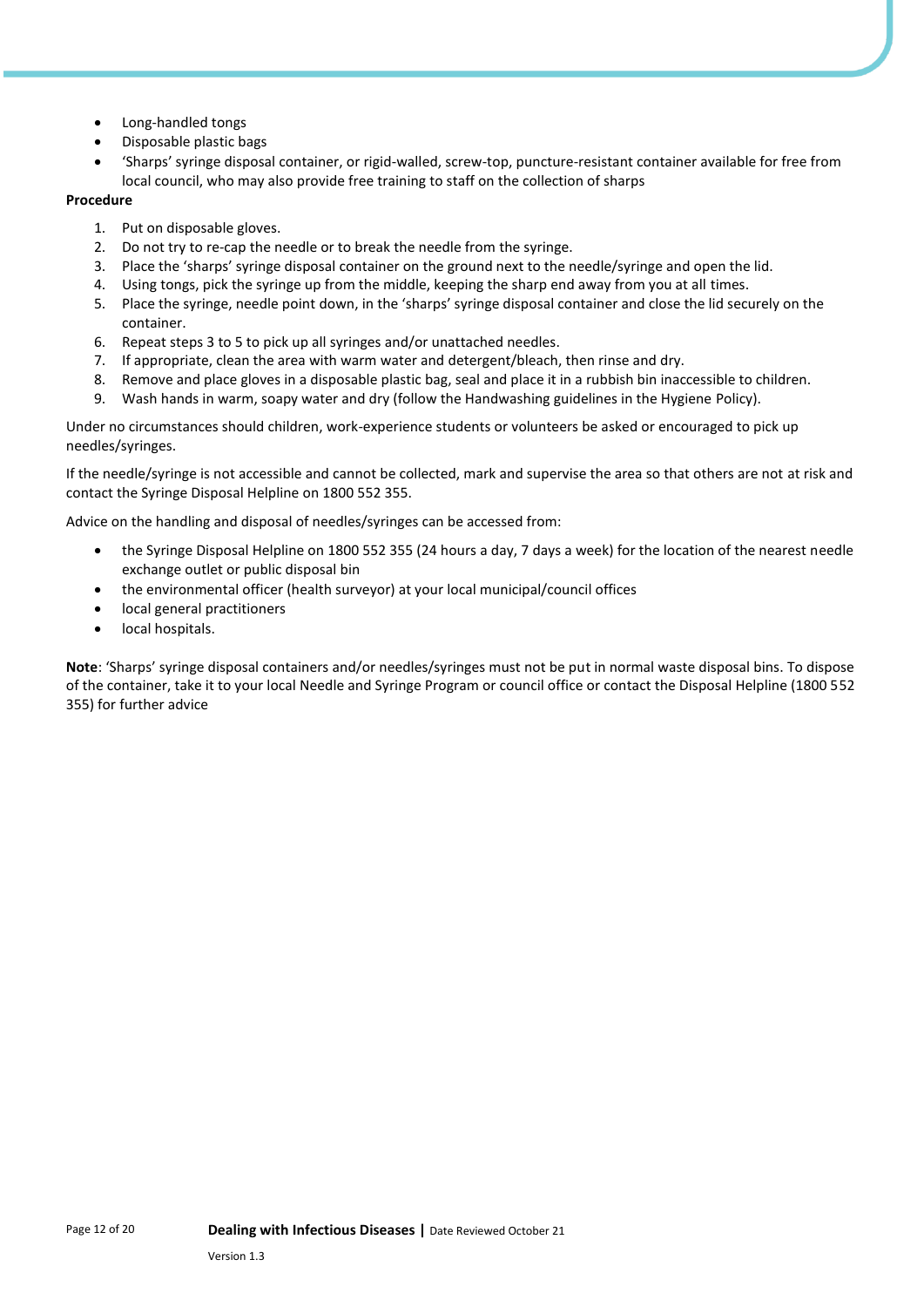- Long-handled tongs
- Disposable plastic bags
- 'Sharps' syringe disposal container, or rigid-walled, screw-top, puncture-resistant container available for free from local council, who may also provide free training to staff on the collection of sharps

**Procedure**

1. Put on disposable gloves.
2. Do not try to re-cap the needle or to break the needle from the syringe.
3. Place the 'sharps' syringe disposal container on the ground next to the needle/syringe and open the lid.
4. Using tongs, pick the syringe up from the middle, keeping the sharp end away from you at all times.
5. Place the syringe, needle point down, in the 'sharps' syringe disposal container and close the lid securely on the container.
6. Repeat steps 3 to 5 to pick up all syringes and/or unattached needles.
7. If appropriate, clean the area with warm water and detergent/bleach, then rinse and dry.
8. Remove and place gloves in a disposable plastic bag, seal and place it in a rubbish bin inaccessible to children.
9. Wash hands in warm, soapy water and dry (follow the Handwashing guidelines in the Hygiene Policy).

Under no circumstances should children, work-experience students or volunteers be asked or encouraged to pick up needles/syringes.

If the needle/syringe is not accessible and cannot be collected, mark and supervise the area so that others are not at risk and contact the Syringe Disposal Helpline on 1800 552 355.

Advice on the handling and disposal of needles/syringes can be accessed from:

- the Syringe Disposal Helpline on 1800 552 355 (24 hours a day, 7 days a week) for the location of the nearest needle exchange outlet or public disposal bin
- the environmental officer (health surveyor) at your local municipal/council offices
- local general practitioners
- local hospitals.

**Note**: 'Sharps' syringe disposal containers and/or needles/syringes must not be put in normal waste disposal bins. To dispose of the container, take it to your local Needle and Syringe Program or council office or contact the Disposal Helpline (1800 552 355) for further advice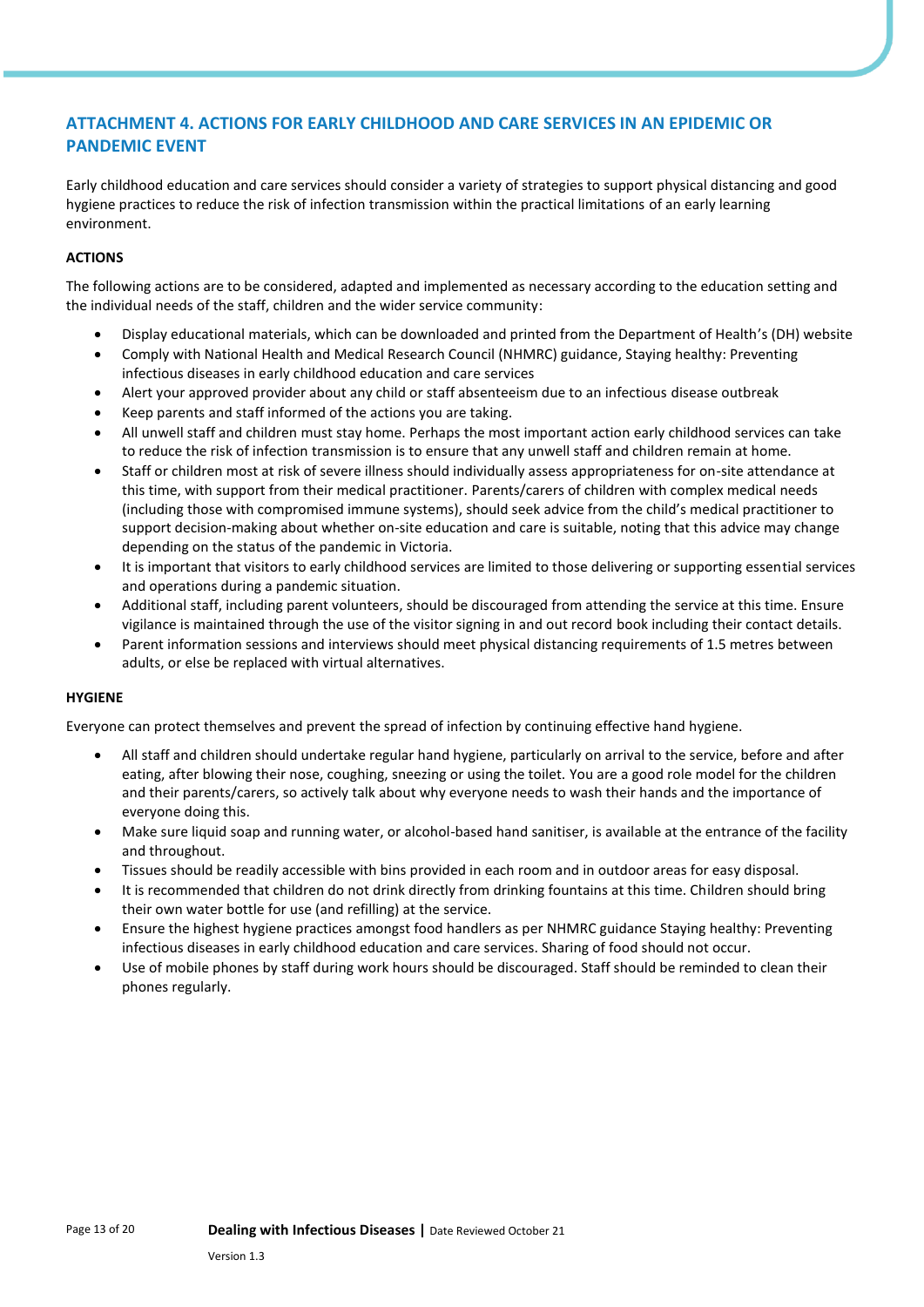## ATTACHMENT 4. ACTIONS FOR EARLY CHILDHOOD AND CARE SERVICES IN AN EPIDEMIC OR PANDEMIC EVENT

Early childhood education and care services should consider a variety of strategies to support physical distancing and good hygiene practices to reduce the risk of infection transmission within the practical limitations of an early learning environment.

### ACTIONS

The following actions are to be considered, adapted and implemented as necessary according to the education setting and the individual needs of the staff, children and the wider service community:

- Display educational materials, which can be downloaded and printed from the Department of Health's (DH) website
- Comply with National Health and Medical Research Council (NHMRC) guidance, Staying healthy: Preventing infectious diseases in early childhood education and care services
- Alert your approved provider about any child or staff absenteeism due to an infectious disease outbreak
- Keep parents and staff informed of the actions you are taking.
- All unwell staff and children must stay home. Perhaps the most important action early childhood services can take to reduce the risk of infection transmission is to ensure that any unwell staff and children remain at home.
- Staff or children most at risk of severe illness should individually assess appropriateness for on-site attendance at this time, with support from their medical practitioner. Parents/carers of children with complex medical needs (including those with compromised immune systems), should seek advice from the child's medical practitioner to support decision-making about whether on-site education and care is suitable, noting that this advice may change depending on the status of the pandemic in Victoria.
- It is important that visitors to early childhood services are limited to those delivering or supporting essential services and operations during a pandemic situation.
- Additional staff, including parent volunteers, should be discouraged from attending the service at this time. Ensure vigilance is maintained through the use of the visitor signing in and out record book including their contact details.
- Parent information sessions and interviews should meet physical distancing requirements of 1.5 metres between adults, or else be replaced with virtual alternatives.

### HYGIENE

Everyone can protect themselves and prevent the spread of infection by continuing effective hand hygiene.

- All staff and children should undertake regular hand hygiene, particularly on arrival to the service, before and after eating, after blowing their nose, coughing, sneezing or using the toilet. You are a good role model for the children and their parents/carers, so actively talk about why everyone needs to wash their hands and the importance of everyone doing this.
- Make sure liquid soap and running water, or alcohol-based hand sanitiser, is available at the entrance of the facility and throughout.
- Tissues should be readily accessible with bins provided in each room and in outdoor areas for easy disposal.
- It is recommended that children do not drink directly from drinking fountains at this time. Children should bring their own water bottle for use (and refilling) at the service.
- Ensure the highest hygiene practices amongst food handlers as per NHMRC guidance Staying healthy: Preventing infectious diseases in early childhood education and care services. Sharing of food should not occur.
- Use of mobile phones by staff during work hours should be discouraged. Staff should be reminded to clean their phones regularly.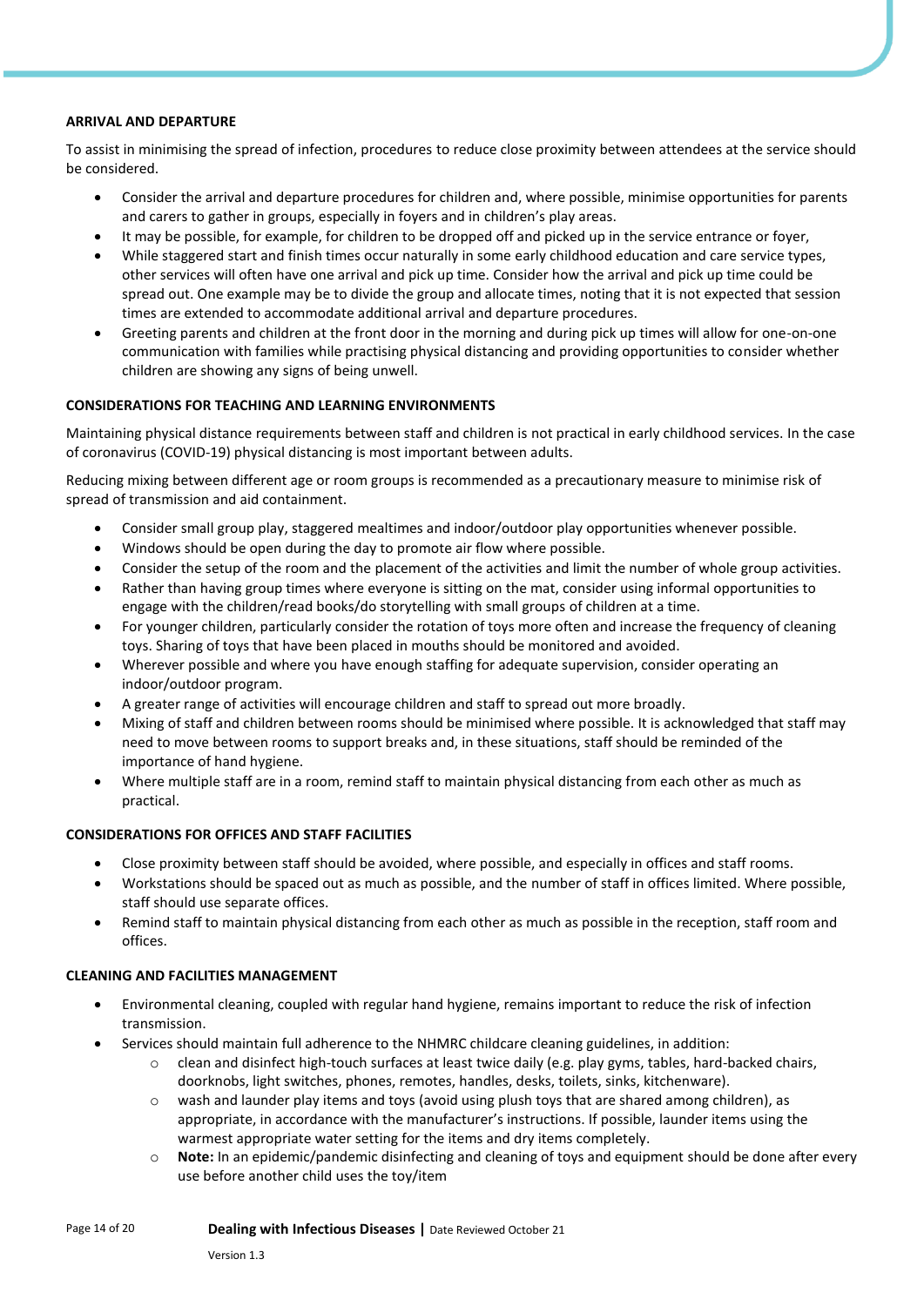**ARRIVAL AND DEPARTURE**

To assist in minimising the spread of infection, procedures to reduce close proximity between attendees at the service should be considered.

- Consider the arrival and departure procedures for children and, where possible, minimise opportunities for parents and carers to gather in groups, especially in foyers and in children's play areas.
- It may be possible, for example, for children to be dropped off and picked up in the service entrance or foyer,
- While staggered start and finish times occur naturally in some early childhood education and care service types, other services will often have one arrival and pick up time. Consider how the arrival and pick up time could be spread out. One example may be to divide the group and allocate times, noting that it is not expected that session times are extended to accommodate additional arrival and departure procedures.
- Greeting parents and children at the front door in the morning and during pick up times will allow for one-on-one communication with families while practising physical distancing and providing opportunities to consider whether children are showing any signs of being unwell.

**CONSIDERATIONS FOR TEACHING AND LEARNING ENVIRONMENTS**

Maintaining physical distance requirements between staff and children is not practical in early childhood services. In the case of coronavirus (COVID-19) physical distancing is most important between adults.

Reducing mixing between different age or room groups is recommended as a precautionary measure to minimise risk of spread of transmission and aid containment.

- Consider small group play, staggered mealtimes and indoor/outdoor play opportunities whenever possible.
- Windows should be open during the day to promote air flow where possible.
- Consider the setup of the room and the placement of the activities and limit the number of whole group activities.
- Rather than having group times where everyone is sitting on the mat, consider using informal opportunities to engage with the children/read books/do storytelling with small groups of children at a time.
- For younger children, particularly consider the rotation of toys more often and increase the frequency of cleaning toys. Sharing of toys that have been placed in mouths should be monitored and avoided.
- Wherever possible and where you have enough staffing for adequate supervision, consider operating an indoor/outdoor program.
- A greater range of activities will encourage children and staff to spread out more broadly.
- Mixing of staff and children between rooms should be minimised where possible. It is acknowledged that staff may need to move between rooms to support breaks and, in these situations, staff should be reminded of the importance of hand hygiene.
- Where multiple staff are in a room, remind staff to maintain physical distancing from each other as much as practical.

**CONSIDERATIONS FOR OFFICES AND STAFF FACILITIES**

- Close proximity between staff should be avoided, where possible, and especially in offices and staff rooms.
- Workstations should be spaced out as much as possible, and the number of staff in offices limited. Where possible, staff should use separate offices.
- Remind staff to maintain physical distancing from each other as much as possible in the reception, staff room and offices.

**CLEANING AND FACILITIES MANAGEMENT**

- Environmental cleaning, coupled with regular hand hygiene, remains important to reduce the risk of infection transmission.
- Services should maintain full adherence to the NHMRC childcare cleaning guidelines, in addition:
  - clean and disinfect high-touch surfaces at least twice daily (e.g. play gyms, tables, hard-backed chairs, doorknobs, light switches, phones, remotes, handles, desks, toilets, sinks, kitchenware).
  - wash and launder play items and toys (avoid using plush toys that are shared among children), as appropriate, in accordance with the manufacturer's instructions. If possible, launder items using the warmest appropriate water setting for the items and dry items completely.
  - **Note:** In an epidemic/pandemic disinfecting and cleaning of toys and equipment should be done after every use before another child uses the toy/item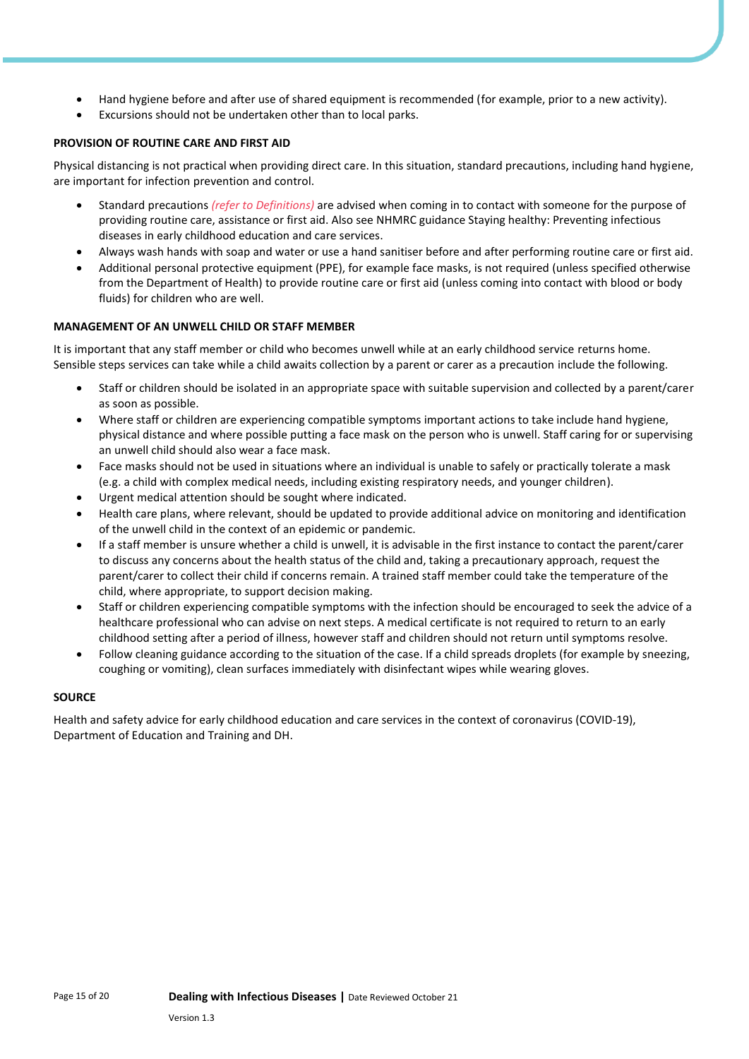- Hand hygiene before and after use of shared equipment is recommended (for example, prior to a new activity).
- Excursions should not be undertaken other than to local parks.

#### PROVISION OF ROUTINE CARE AND FIRST AID

Physical distancing is not practical when providing direct care. In this situation, standard precautions, including hand hygiene, are important for infection prevention and control.

- Standard precautions *(refer to Definitions)* are advised when coming in to contact with someone for the purpose of providing routine care, assistance or first aid. Also see NHMRC guidance Staying healthy: Preventing infectious diseases in early childhood education and care services.
- Always wash hands with soap and water or use a hand sanitiser before and after performing routine care or first aid.
- Additional personal protective equipment (PPE), for example face masks, is not required (unless specified otherwise from the Department of Health) to provide routine care or first aid (unless coming into contact with blood or body fluids) for children who are well.

#### MANAGEMENT OF AN UNWELL CHILD OR STAFF MEMBER

It is important that any staff member or child who becomes unwell while at an early childhood service returns home. Sensible steps services can take while a child awaits collection by a parent or carer as a precaution include the following.

- Staff or children should be isolated in an appropriate space with suitable supervision and collected by a parent/carer as soon as possible.
- Where staff or children are experiencing compatible symptoms important actions to take include hand hygiene, physical distance and where possible putting a face mask on the person who is unwell. Staff caring for or supervising an unwell child should also wear a face mask.
- Face masks should not be used in situations where an individual is unable to safely or practically tolerate a mask (e.g. a child with complex medical needs, including existing respiratory needs, and younger children).
- Urgent medical attention should be sought where indicated.
- Health care plans, where relevant, should be updated to provide additional advice on monitoring and identification of the unwell child in the context of an epidemic or pandemic.
- If a staff member is unsure whether a child is unwell, it is advisable in the first instance to contact the parent/carer to discuss any concerns about the health status of the child and, taking a precautionary approach, request the parent/carer to collect their child if concerns remain. A trained staff member could take the temperature of the child, where appropriate, to support decision making.
- Staff or children experiencing compatible symptoms with the infection should be encouraged to seek the advice of a healthcare professional who can advise on next steps. A medical certificate is not required to return to an early childhood setting after a period of illness, however staff and children should not return until symptoms resolve.
- Follow cleaning guidance according to the situation of the case. If a child spreads droplets (for example by sneezing, coughing or vomiting), clean surfaces immediately with disinfectant wipes while wearing gloves.

#### SOURCE

Health and safety advice for early childhood education and care services in the context of coronavirus (COVID-19), Department of Education and Training and DH.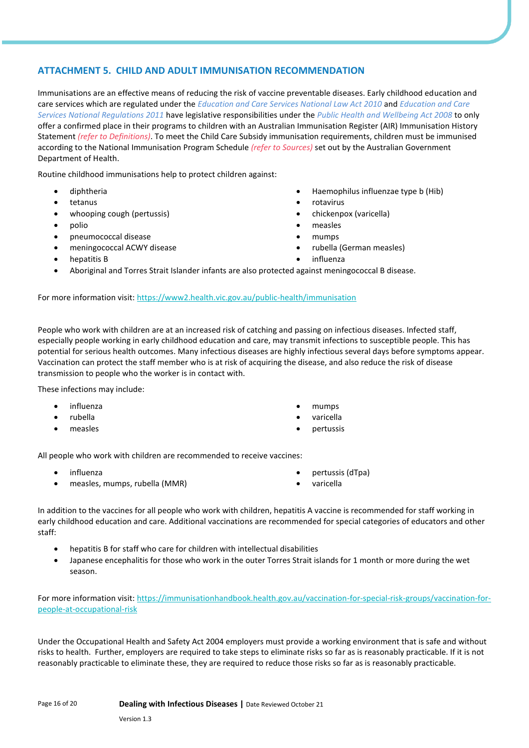## ATTACHMENT 5. CHILD AND ADULT IMMUNISATION RECOMMENDATION

Immunisations are an effective means of reducing the risk of vaccine preventable diseases. Early childhood education and care services which are regulated under the *Education and Care Services National Law Act 2010* and *Education and Care Services National Regulations 2011* have legislative responsibilities under the *Public Health and Wellbeing Act 2008* to only offer a confirmed place in their programs to children with an Australian Immunisation Register (AIR) Immunisation History Statement *(refer to Definitions)*. To meet the Child Care Subsidy immunisation requirements, children must be immunised according to the National Immunisation Program Schedule *(refer to Sources)* set out by the Australian Government Department of Health.

Routine childhood immunisations help to protect children against:

- diphtheria
- tetanus
- whooping cough (pertussis)
- polio
- pneumococcal disease
- meningococcal ACWY disease
- hepatitis B
- Haemophilus influenzae type b (Hib)
- rotavirus
- chickenpox (varicella)
- measles
- mumps
- rubella (German measles)
- influenza
- Aboriginal and Torres Strait Islander infants are also protected against meningococcal B disease.

For more information visit: https://www2.health.vic.gov.au/public-health/immunisation

People who work with children are at an increased risk of catching and passing on infectious diseases. Infected staff, especially people working in early childhood education and care, may transmit infections to susceptible people. This has potential for serious health outcomes. Many infectious diseases are highly infectious several days before symptoms appear. Vaccination can protect the staff member who is at risk of acquiring the disease, and also reduce the risk of disease transmission to people who the worker is in contact with.

These infections may include:

- influenza
- rubella
- measles
- mumps
- varicella
- pertussis

All people who work with children are recommended to receive vaccines:

- influenza
- measles, mumps, rubella (MMR)
- pertussis (dTpa)
- varicella

In addition to the vaccines for all people who work with children, hepatitis A vaccine is recommended for staff working in early childhood education and care. Additional vaccinations are recommended for special categories of educators and other staff:

- hepatitis B for staff who care for children with intellectual disabilities
- Japanese encephalitis for those who work in the outer Torres Strait islands for 1 month or more during the wet season.

For more information visit: https://immunisationhandbook.health.gov.au/vaccination-for-special-risk-groups/vaccination-for-people-at-occupational-risk

Under the Occupational Health and Safety Act 2004 employers must provide a working environment that is safe and without risks to health. Further, employers are required to take steps to eliminate risks so far as is reasonably practicable. If it is not reasonably practicable to eliminate these, they are required to reduce those risks so far as is reasonably practicable.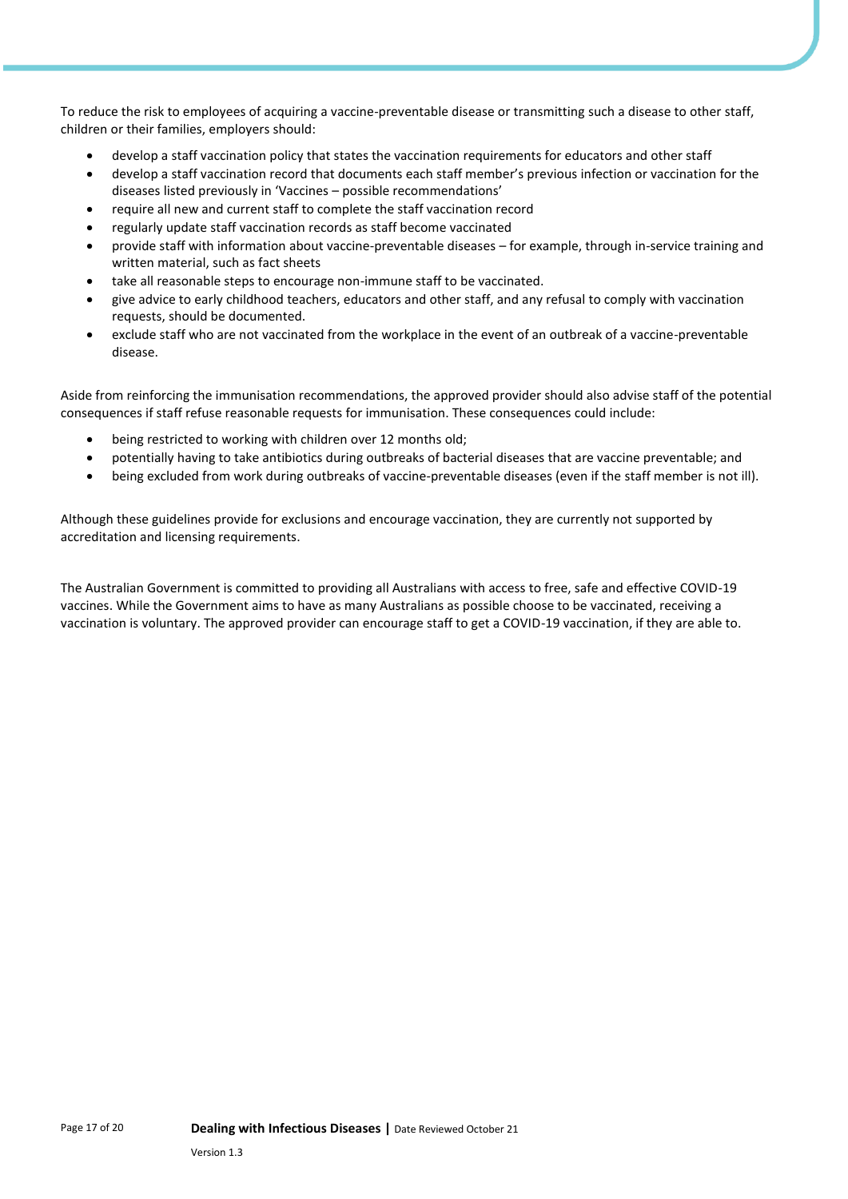To reduce the risk to employees of acquiring a vaccine-preventable disease or transmitting such a disease to other staff, children or their families, employers should:

- develop a staff vaccination policy that states the vaccination requirements for educators and other staff
- develop a staff vaccination record that documents each staff member's previous infection or vaccination for the diseases listed previously in 'Vaccines – possible recommendations'
- require all new and current staff to complete the staff vaccination record
- regularly update staff vaccination records as staff become vaccinated
- provide staff with information about vaccine-preventable diseases – for example, through in-service training and written material, such as fact sheets
- take all reasonable steps to encourage non-immune staff to be vaccinated.
- give advice to early childhood teachers, educators and other staff, and any refusal to comply with vaccination requests, should be documented.
- exclude staff who are not vaccinated from the workplace in the event of an outbreak of a vaccine-preventable disease.

Aside from reinforcing the immunisation recommendations, the approved provider should also advise staff of the potential consequences if staff refuse reasonable requests for immunisation. These consequences could include:

- being restricted to working with children over 12 months old;
- potentially having to take antibiotics during outbreaks of bacterial diseases that are vaccine preventable; and
- being excluded from work during outbreaks of vaccine-preventable diseases (even if the staff member is not ill).

Although these guidelines provide for exclusions and encourage vaccination, they are currently not supported by accreditation and licensing requirements.

The Australian Government is committed to providing all Australians with access to free, safe and effective COVID-19 vaccines. While the Government aims to have as many Australians as possible choose to be vaccinated, receiving a vaccination is voluntary. The approved provider can encourage staff to get a COVID-19 vaccination, if they are able to.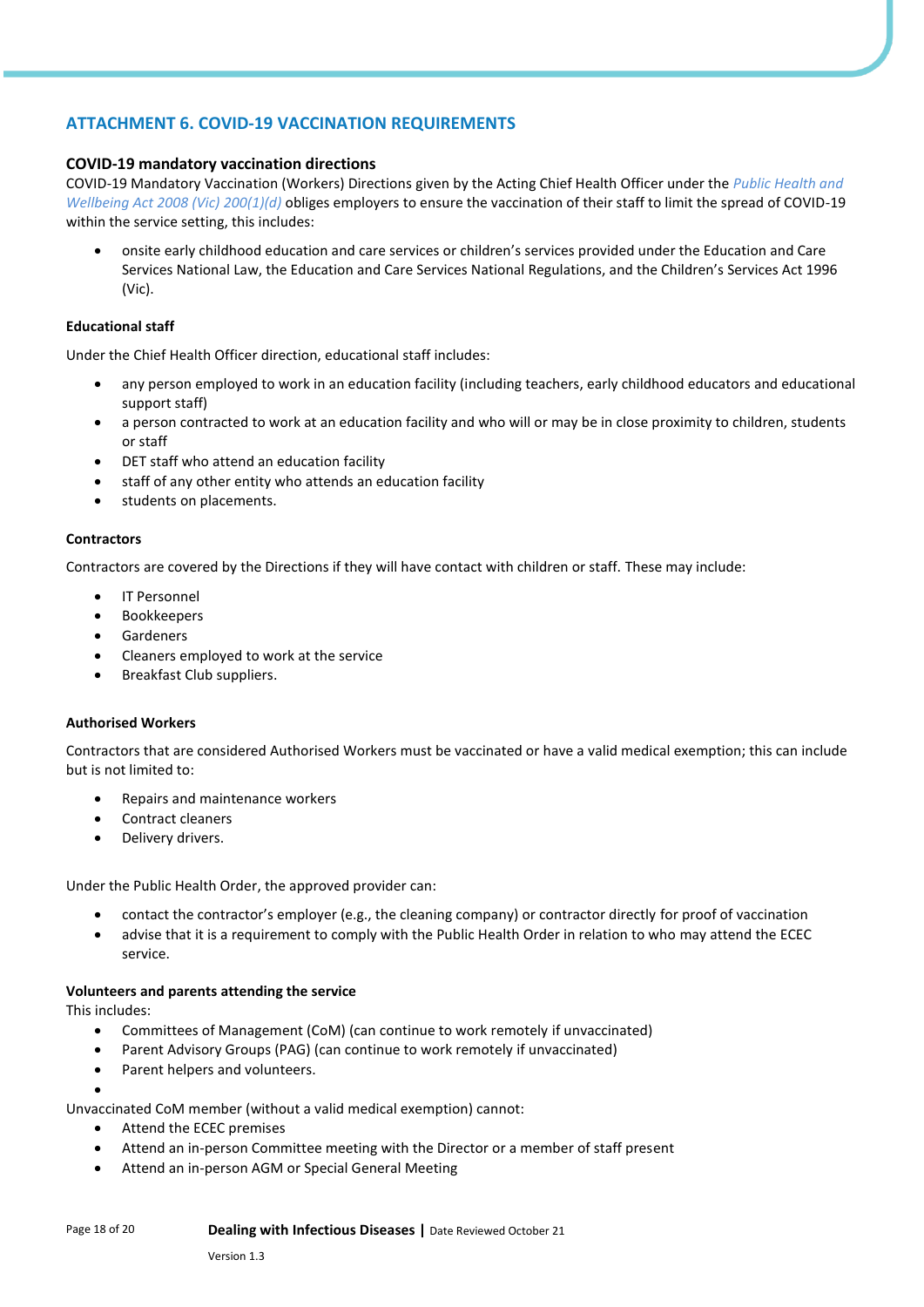## ATTACHMENT 6. COVID-19 VACCINATION REQUIREMENTS

### COVID-19 mandatory vaccination directions

COVID-19 Mandatory Vaccination (Workers) Directions given by the Acting Chief Health Officer under the *Public Health and Wellbeing Act 2008 (Vic) 200(1)(d)* obliges employers to ensure the vaccination of their staff to limit the spread of COVID-19 within the service setting, this includes:

- onsite early childhood education and care services or children's services provided under the Education and Care Services National Law, the Education and Care Services National Regulations, and the Children's Services Act 1996 (Vic).

#### Educational staff

Under the Chief Health Officer direction, educational staff includes:

- any person employed to work in an education facility (including teachers, early childhood educators and educational support staff)
- a person contracted to work at an education facility and who will or may be in close proximity to children, students or staff
- DET staff who attend an education facility
- staff of any other entity who attends an education facility
- students on placements.

#### Contractors

Contractors are covered by the Directions if they will have contact with children or staff. These may include:

- IT Personnel
- Bookkeepers
- Gardeners
- Cleaners employed to work at the service
- Breakfast Club suppliers.

#### Authorised Workers

Contractors that are considered Authorised Workers must be vaccinated or have a valid medical exemption; this can include but is not limited to:

- Repairs and maintenance workers
- Contract cleaners
- Delivery drivers.

Under the Public Health Order, the approved provider can:

- contact the contractor's employer (e.g., the cleaning company) or contractor directly for proof of vaccination
- advise that it is a requirement to comply with the Public Health Order in relation to who may attend the ECEC service.

#### Volunteers and parents attending the service

This includes:

- Committees of Management (CoM) (can continue to work remotely if unvaccinated)
- Parent Advisory Groups (PAG) (can continue to work remotely if unvaccinated)
- Parent helpers and volunteers.

Unvaccinated CoM member (without a valid medical exemption) cannot:

- Attend the ECEC premises
- Attend an in-person Committee meeting with the Director or a member of staff present
- Attend an in-person AGM or Special General Meeting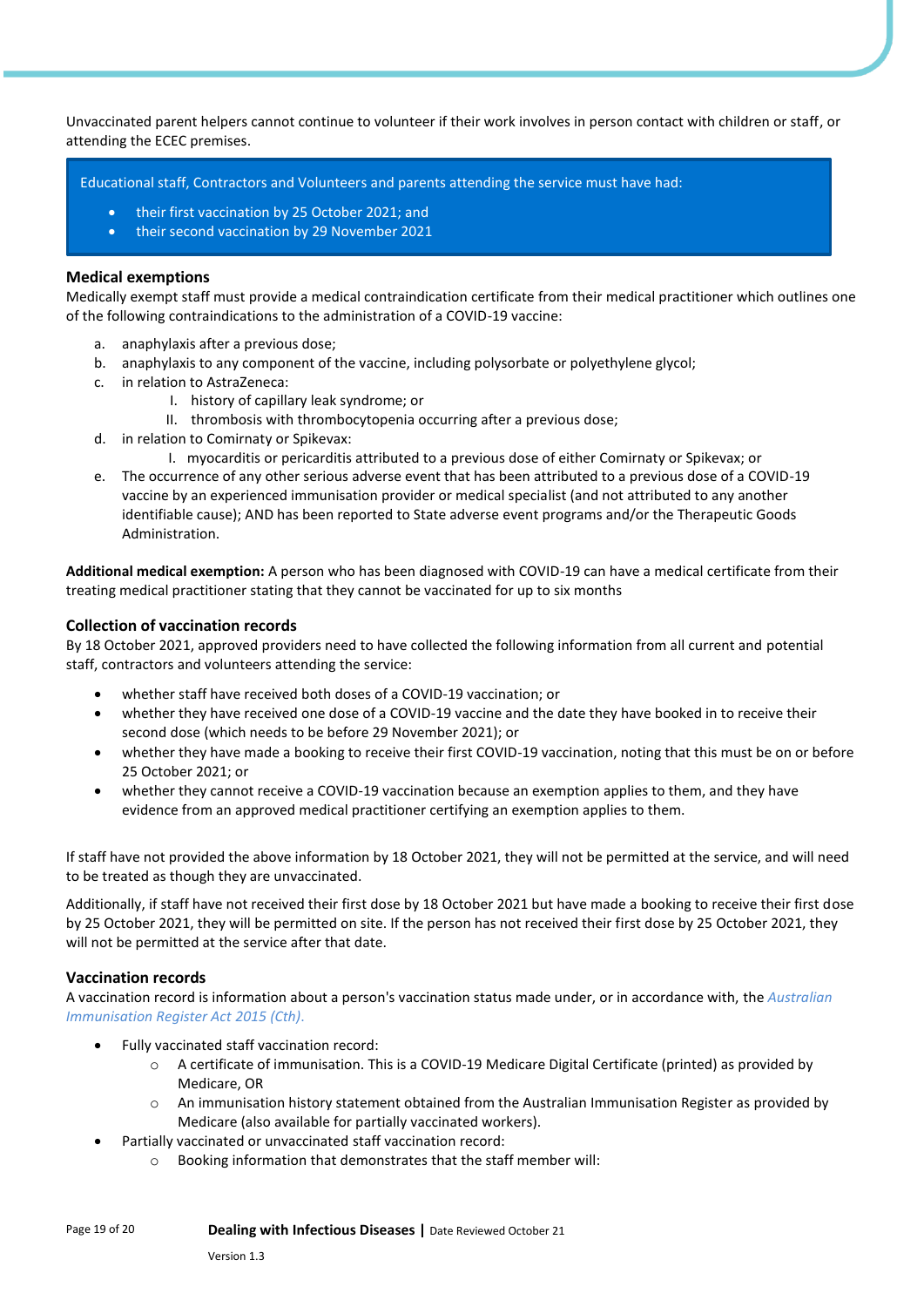Unvaccinated parent helpers cannot continue to volunteer if their work involves in person contact with children or staff, or attending the ECEC premises.

> Educational staff, Contractors and Volunteers and parents attending the service must have had:
>
> - their first vaccination by 25 October 2021; and
> - their second vaccination by 29 November 2021

### Medical exemptions

Medically exempt staff must provide a medical contraindication certificate from their medical practitioner which outlines one of the following contraindications to the administration of a COVID-19 vaccine:

a. anaphylaxis after a previous dose;
b. anaphylaxis to any component of the vaccine, including polysorbate or polyethylene glycol;
c. in relation to AstraZeneca:
    I. history of capillary leak syndrome; or
    II. thrombosis with thrombocytopenia occurring after a previous dose;
d. in relation to Comirnaty or Spikevax:
    I. myocarditis or pericarditis attributed to a previous dose of either Comirnaty or Spikevax; or
e. The occurrence of any other serious adverse event that has been attributed to a previous dose of a COVID-19 vaccine by an experienced immunisation provider or medical specialist (and not attributed to any another identifiable cause); AND has been reported to State adverse event programs and/or the Therapeutic Goods Administration.

**Additional medical exemption:** A person who has been diagnosed with COVID-19 can have a medical certificate from their treating medical practitioner stating that they cannot be vaccinated for up to six months

### Collection of vaccination records

By 18 October 2021, approved providers need to have collected the following information from all current and potential staff, contractors and volunteers attending the service:

- whether staff have received both doses of a COVID-19 vaccination; or
- whether they have received one dose of a COVID-19 vaccine and the date they have booked in to receive their second dose (which needs to be before 29 November 2021); or
- whether they have made a booking to receive their first COVID-19 vaccination, noting that this must be on or before 25 October 2021; or
- whether they cannot receive a COVID-19 vaccination because an exemption applies to them, and they have evidence from an approved medical practitioner certifying an exemption applies to them.

If staff have not provided the above information by 18 October 2021, they will not be permitted at the service, and will need to be treated as though they are unvaccinated.

Additionally, if staff have not received their first dose by 18 October 2021 but have made a booking to receive their first dose by 25 October 2021, they will be permitted on site. If the person has not received their first dose by 25 October 2021, they will not be permitted at the service after that date.

### Vaccination records

A vaccination record is information about a person's vaccination status made under, or in accordance with, the *Australian Immunisation Register Act 2015 (Cth).*

- Fully vaccinated staff vaccination record:
    - A certificate of immunisation. This is a COVID-19 Medicare Digital Certificate (printed) as provided by Medicare, OR
    - An immunisation history statement obtained from the Australian Immunisation Register as provided by Medicare (also available for partially vaccinated workers).
- Partially vaccinated or unvaccinated staff vaccination record:
    - Booking information that demonstrates that the staff member will: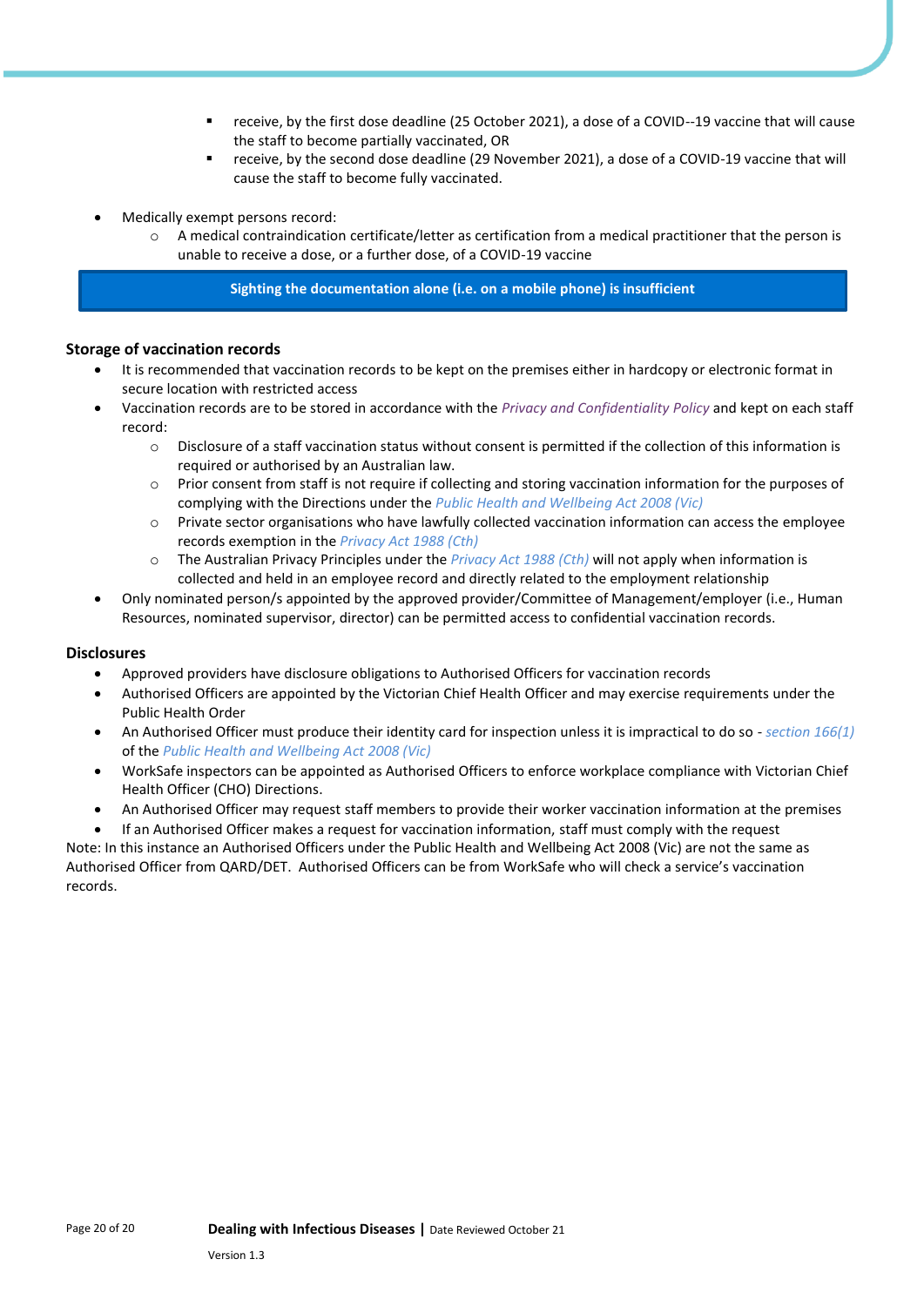- receive, by the first dose deadline (25 October 2021), a dose of a COVID--19 vaccine that will cause the staff to become partially vaccinated, OR
  - receive, by the second dose deadline (29 November 2021), a dose of a COVID-19 vaccine that will cause the staff to become fully vaccinated.

- Medically exempt persons record:
  - A medical contraindication certificate/letter as certification from a medical practitioner that the person is unable to receive a dose, or a further dose, of a COVID-19 vaccine

**Sighting the documentation alone (i.e. on a mobile phone) is insufficient**

### Storage of vaccination records

- It is recommended that vaccination records to be kept on the premises either in hardcopy or electronic format in secure location with restricted access
- Vaccination records are to be stored in accordance with the *Privacy and Confidentiality Policy* and kept on each staff record:
  - Disclosure of a staff vaccination status without consent is permitted if the collection of this information is required or authorised by an Australian law.
  - Prior consent from staff is not require if collecting and storing vaccination information for the purposes of complying with the Directions under the *Public Health and Wellbeing Act 2008 (Vic)*
  - Private sector organisations who have lawfully collected vaccination information can access the employee records exemption in the *Privacy Act 1988 (Cth)*
  - The Australian Privacy Principles under the *Privacy Act 1988 (Cth)* will not apply when information is collected and held in an employee record and directly related to the employment relationship
- Only nominated person/s appointed by the approved provider/Committee of Management/employer (i.e., Human Resources, nominated supervisor, director) can be permitted access to confidential vaccination records.

### Disclosures

- Approved providers have disclosure obligations to Authorised Officers for vaccination records
- Authorised Officers are appointed by the Victorian Chief Health Officer and may exercise requirements under the Public Health Order
- An Authorised Officer must produce their identity card for inspection unless it is impractical to do so - *section 166(1)* of the *Public Health and Wellbeing Act 2008 (Vic)*
- WorkSafe inspectors can be appointed as Authorised Officers to enforce workplace compliance with Victorian Chief Health Officer (CHO) Directions.
- An Authorised Officer may request staff members to provide their worker vaccination information at the premises
- If an Authorised Officer makes a request for vaccination information, staff must comply with the request

Note: In this instance an Authorised Officers under the Public Health and Wellbeing Act 2008 (Vic) are not the same as Authorised Officer from QARD/DET. Authorised Officers can be from WorkSafe who will check a service's vaccination records.